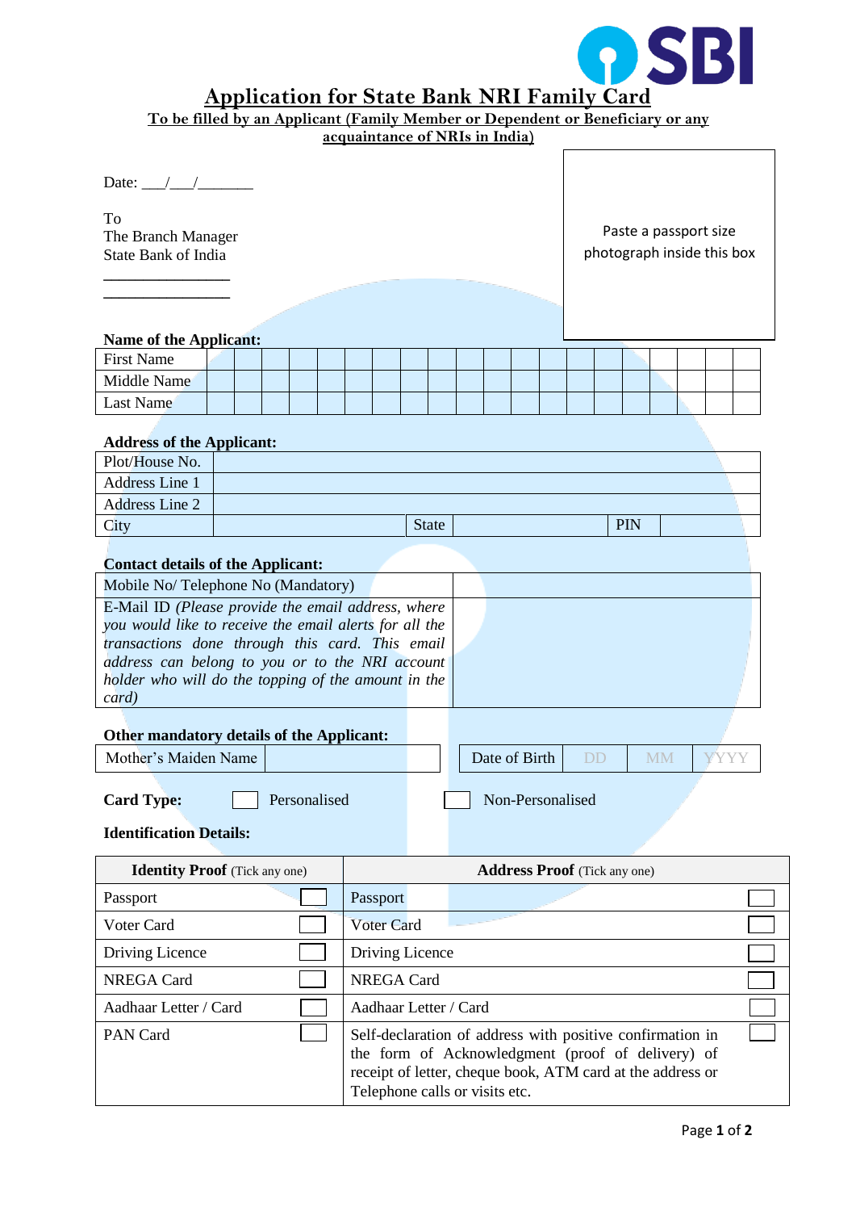# Application for State Bank NRI Family Card

**To be filled by an Applicant (Family Member or Dependent or Beneficiary or any acquaintance of NRIs in India)**

Date: \_\_\_/\_\_\_/\_\_\_\_\_\_\_

To
The Branch Manager
State Bank of India
\_\_\_\_\_\_\_\_\_\_\_\_\_\_\_\_
\_\_\_\_\_\_\_\_\_\_\_\_\_\_\_\_

Paste a passport size photograph inside this box

**Name of the Applicant:**

| | |
|---|---|
| First Name | |
| Middle Name | |
| Last Name | |

**Address of the Applicant:**

| | | | | | |
|---|---|---|---|---|---|
| Plot/House No. | | | | | |
| Address Line 1 | | | | | |
| Address Line 2 | | | | | |
| City | | State | | PIN | |

**Contact details of the Applicant:**

| | |
|---|---|
| Mobile No/ Telephone No (Mandatory) | |
| E-Mail ID *(Please provide the email address, where you would like to receive the email alerts for all the transactions done through this card. This email address can belong to you or to the NRI account holder who will do the topping of the amount in the card)* | |

**Other mandatory details of the Applicant:**

| | | | | | |
|---|---|---|---|---|---|
| Mother's Maiden Name | | Date of Birth | DD | MM | YYYY |

**Card Type:** ☐ Personalised ☐ Non-Personalised

**Identification Details:**

| **Identity Proof** (Tick any one) | | **Address Proof** (Tick any one) | |
|---|---|---|---|
| Passport | ☐ | Passport | ☐ |
| Voter Card | ☐ | Voter Card | ☐ |
| Driving Licence | ☐ | Driving Licence | ☐ |
| NREGA Card | ☐ | NREGA Card | ☐ |
| Aadhaar Letter / Card | ☐ | Aadhaar Letter / Card | ☐ |
| PAN Card | ☐ | Self-declaration of address with positive confirmation in the form of Acknowledgment (proof of delivery) of receipt of letter, cheque book, ATM card at the address or Telephone calls or visits etc. | ☐ |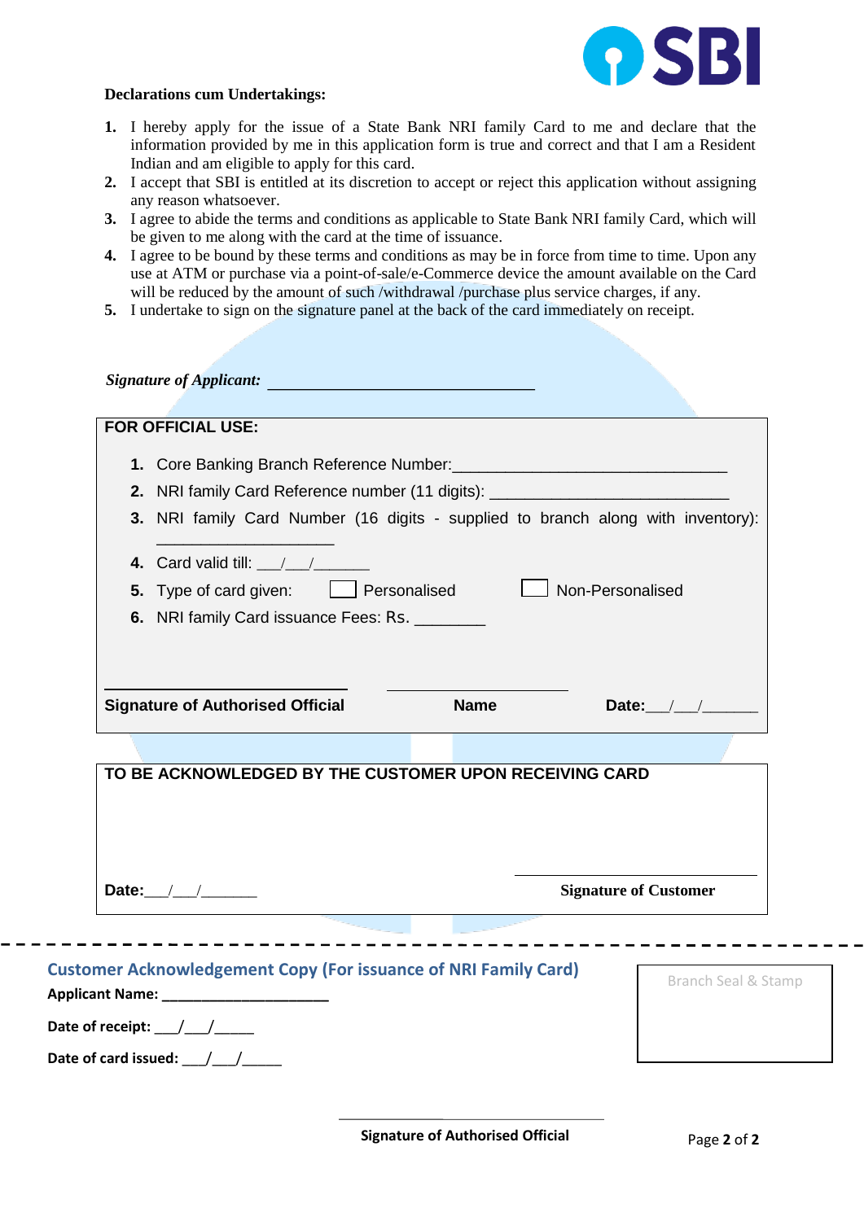**Declarations cum Undertakings:**

1. I hereby apply for the issue of a State Bank NRI family Card to me and declare that the information provided by me in this application form is true and correct and that I am a Resident Indian and am eligible to apply for this card.
2. I accept that SBI is entitled at its discretion to accept or reject this application without assigning any reason whatsoever.
3. I agree to abide the terms and conditions as applicable to State Bank NRI family Card, which will be given to me along with the card at the time of issuance.
4. I agree to be bound by these terms and conditions as may be in force from time to time. Upon any use at ATM or purchase via a point-of-sale/e-Commerce device the amount available on the Card will be reduced by the amount of such /withdrawal /purchase plus service charges, if any.
5. I undertake to sign on the signature panel at the back of the card immediately on receipt.

***Signature of Applicant:*** ________________________________

**FOR OFFICIAL USE:**

1. Core Banking Branch Reference Number:_______________________________
2. NRI family Card Reference number (11 digits): ___________________________
3. NRI family Card Number (16 digits - supplied to branch along with inventory): ____________________
4. Card valid till: ___/___/______
5. Type of card given: ☐ Personalised ☐ Non-Personalised
6. NRI family Card issuance Fees: Rs. ________

**Signature of Authorised Official** **Name** **Date:**___/___/______

**TO BE ACKNOWLEDGED BY THE CUSTOMER UPON RECEIVING CARD**

**Date:**___/___/______ **Signature of Customer**

---

**Customer Acknowledgement Copy (For issuance of NRI Family Card)**

**Applicant Name:** ____________________

**Date of receipt:** ___/___/_____

**Date of card issued:** ___/___/_____

Branch Seal & Stamp

**Signature of Authorised Official**